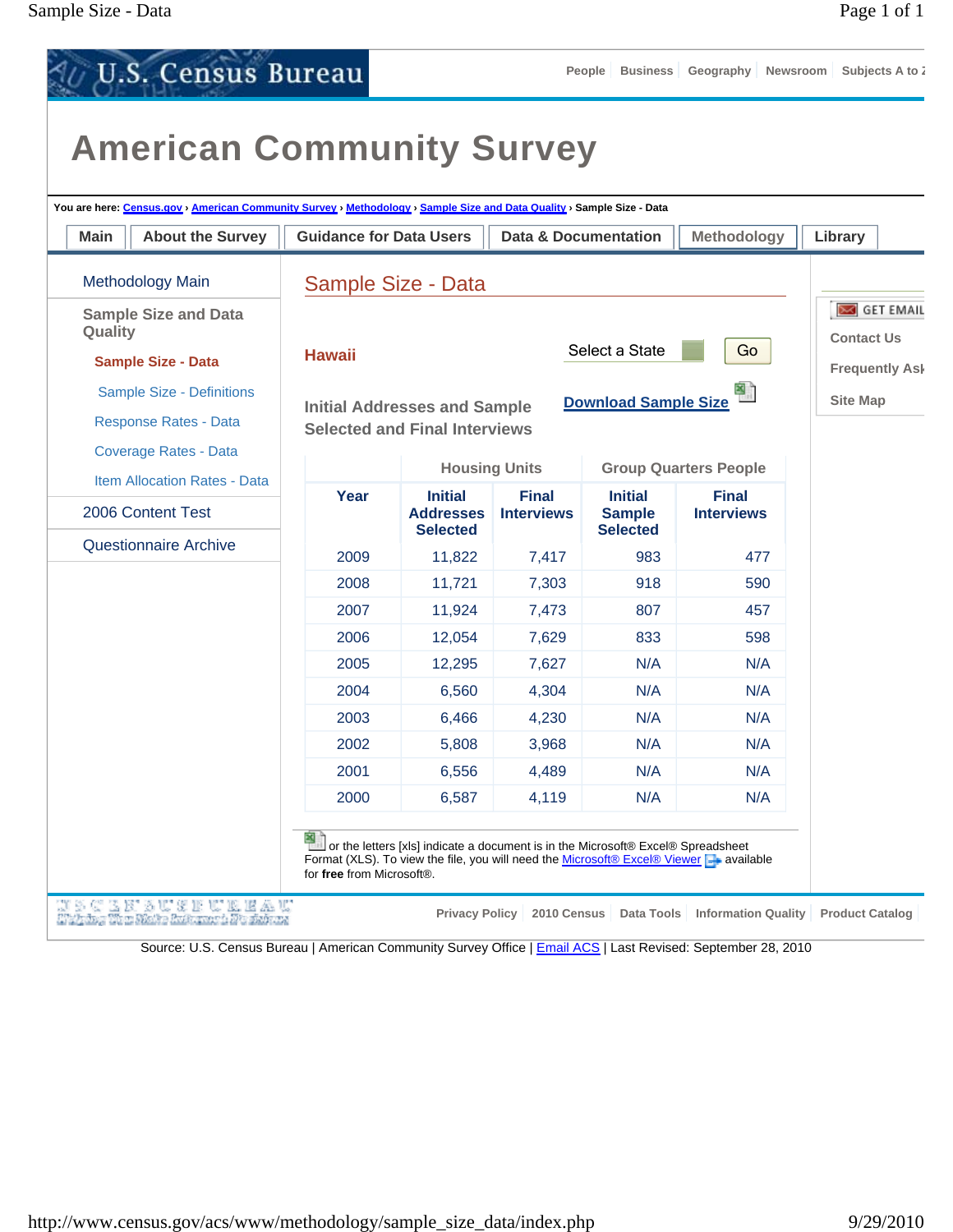U.S. Census Bureau

People | Business | Geography | Newsroom | Subjects A to Z

# American Community Survey

You are here: Census.gov › American Community Survey › Methodology › Sample Size and Data Quality › Sample Size - Data

Main | About the Survey | Guidance for Data Users | Data & Documentation | Methodology | Library

- Methodology Main
- Sample Size and Data Quality
  - Sample Size - Data
  - Sample Size - Definitions
  - Response Rates - Data
  - Coverage Rates - Data
  - Item Allocation Rates - Data
- 2006 Content Test
- Questionnaire Archive

## Sample Size - Data

**Hawaii**

Select a State  Go

### Initial Addresses and Sample Selected and Final Interviews

Download Sample Size

| | Housing Units | | Group Quarters People | |
|---|---|---|---|---|
| Year | Initial Addresses Selected | Final Interviews | Initial Sample Selected | Final Interviews |
| 2009 | 11,822 | 7,417 | 983 | 477 |
| 2008 | 11,721 | 7,303 | 918 | 590 |
| 2007 | 11,924 | 7,473 | 807 | 457 |
| 2006 | 12,054 | 7,629 | 833 | 598 |
| 2005 | 12,295 | 7,627 | N/A | N/A |
| 2004 | 6,560 | 4,304 | N/A | N/A |
| 2003 | 6,466 | 4,230 | N/A | N/A |
| 2002 | 5,808 | 3,968 | N/A | N/A |
| 2001 | 6,556 | 4,489 | N/A | N/A |
| 2000 | 6,587 | 4,119 | N/A | N/A |

or the letters [xls] indicate a document is in the Microsoft® Excel® Spreadsheet Format (XLS). To view the file, you will need the Microsoft® Excel® Viewer available for **free** from Microsoft®.

GET EMAIL UPDATES

Contact Us

Frequently Asked Questions

Site Map

Privacy Policy | 2010 Census | Data Tools | Information Quality | Product Catalog

Source: U.S. Census Bureau | American Community Survey Office | Email ACS | Last Revised: September 28, 2010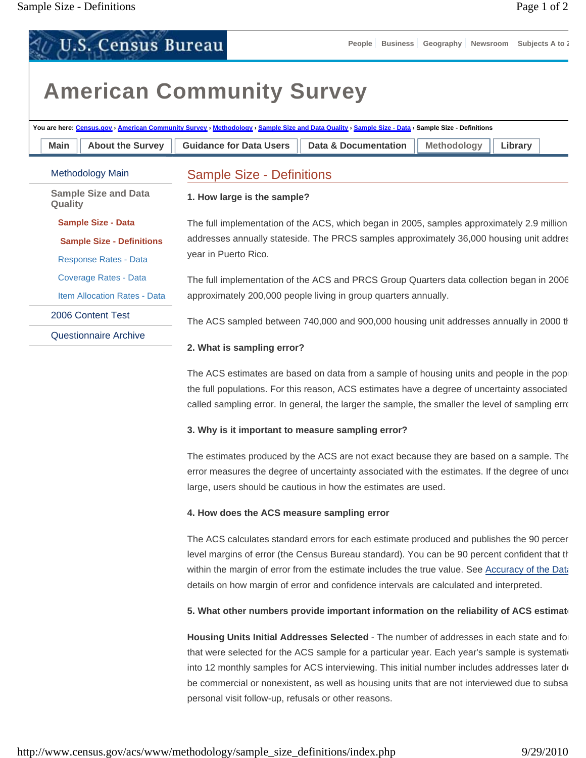U.S. Census Bureau

People | Business | Geography | Newsroom | Subjects A to Z

# American Community Survey

You are here: Census.gov › American Community Survey › Methodology › Sample Size and Data Quality › Sample Size - Data › Sample Size - Definitions

Main | About the Survey | Guidance for Data Users | Data & Documentation | Methodology | Library

- Methodology Main
- Sample Size and Data Quality
  - Sample Size - Data
  - Sample Size - Definitions
  - Response Rates - Data
  - Coverage Rates - Data
  - Item Allocation Rates - Data
- 2006 Content Test
- Questionnaire Archive

## Sample Size - Definitions

**1. How large is the sample?**

The full implementation of the ACS, which began in 2005, samples approximately 2.9 million addresses annually stateside. The PRCS samples approximately 36,000 housing unit addres year in Puerto Rico.

The full implementation of the ACS and PRCS Group Quarters data collection began in 2006 approximately 200,000 people living in group quarters annually.

The ACS sampled between 740,000 and 900,000 housing unit addresses annually in 2000 th

**2. What is sampling error?**

The ACS estimates are based on data from a sample of housing units and people in the popu the full populations. For this reason, ACS estimates have a degree of uncertainty associated called sampling error. In general, the larger the sample, the smaller the level of sampling erro

**3. Why is it important to measure sampling error?**

The estimates produced by the ACS are not exact because they are based on a sample. The error measures the degree of uncertainty associated with the estimates. If the degree of unce large, users should be cautious in how the estimates are used.

**4. How does the ACS measure sampling error**

The ACS calculates standard errors for each estimate produced and publishes the 90 percer level margins of error (the Census Bureau standard). You can be 90 percent confident that th within the margin of error from the estimate includes the true value. See Accuracy of the Data details on how margin of error and confidence intervals are calculated and interpreted.

**5. What other numbers provide important information on the reliability of ACS estimate**

**Housing Units Initial Addresses Selected** - The number of addresses in each state and for that were selected for the ACS sample for a particular year. Each year's sample is systemati into 12 monthly samples for ACS interviewing. This initial number includes addresses later de be commercial or nonexistent, as well as housing units that are not interviewed due to subsa personal visit follow-up, refusals or other reasons.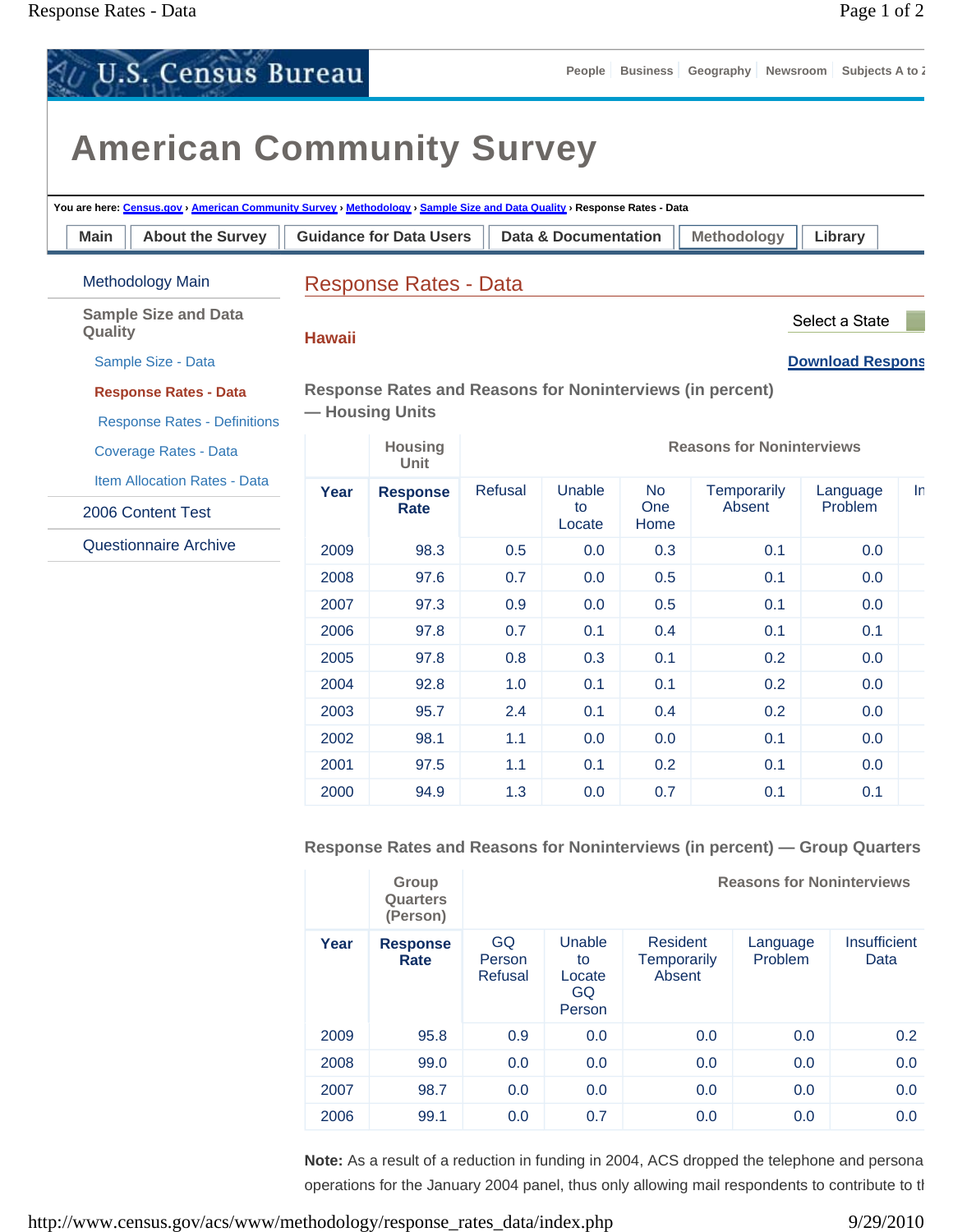U.S. Census Bureau

People | Business | Geography | Newsroom | Subjects A to Z

# American Community Survey

You are here: Census.gov › American Community Survey › Methodology › Sample Size and Data Quality › Response Rates - Data

Main | About the Survey | Guidance for Data Users | Data & Documentation | Methodology | Library

- Methodology Main
- Sample Size and Data Quality
  - Sample Size - Data
  - Response Rates - Data
    - Response Rates - Definitions
  - Coverage Rates - Data
  - Item Allocation Rates - Data
- 2006 Content Test
- Questionnaire Archive

## Response Rates - Data

Select a State

**Hawaii**

Download Respons

### Response Rates and Reasons for Noninterviews (in percent) — Housing Units

| | Housing Unit | Reasons for Noninterviews | | | | | |
|---|---|---|---|---|---|---|---|
| **Year** | **Response Rate** | Refusal | Unable to Locate | No One Home | Temporarily Absent | Language Problem | In |
| 2009 | 98.3 | 0.5 | 0.0 | 0.3 | 0.1 | 0.0 | |
| 2008 | 97.6 | 0.7 | 0.0 | 0.5 | 0.1 | 0.0 | |
| 2007 | 97.3 | 0.9 | 0.0 | 0.5 | 0.1 | 0.0 | |
| 2006 | 97.8 | 0.7 | 0.1 | 0.4 | 0.1 | 0.1 | |
| 2005 | 97.8 | 0.8 | 0.3 | 0.1 | 0.2 | 0.0 | |
| 2004 | 92.8 | 1.0 | 0.1 | 0.1 | 0.2 | 0.0 | |
| 2003 | 95.7 | 2.4 | 0.1 | 0.4 | 0.2 | 0.0 | |
| 2002 | 98.1 | 1.1 | 0.0 | 0.0 | 0.1 | 0.0 | |
| 2001 | 97.5 | 1.1 | 0.1 | 0.2 | 0.1 | 0.0 | |
| 2000 | 94.9 | 1.3 | 0.0 | 0.7 | 0.1 | 0.1 | |

### Response Rates and Reasons for Noninterviews (in percent) — Group Quarters

| | Group Quarters (Person) | Reasons for Noninterviews | | | | |
|---|---|---|---|---|---|---|
| **Year** | **Response Rate** | GQ Person Refusal | Unable to Locate GQ Person | Resident Temporarily Absent | Language Problem | Insufficient Data |
| 2009 | 95.8 | 0.9 | 0.0 | 0.0 | 0.0 | 0.2 |
| 2008 | 99.0 | 0.0 | 0.0 | 0.0 | 0.0 | 0.0 |
| 2007 | 98.7 | 0.0 | 0.0 | 0.0 | 0.0 | 0.0 |
| 2006 | 99.1 | 0.0 | 0.7 | 0.0 | 0.0 | 0.0 |

**Note:** As a result of a reduction in funding in 2004, ACS dropped the telephone and persona operations for the January 2004 panel, thus only allowing mail respondents to contribute to th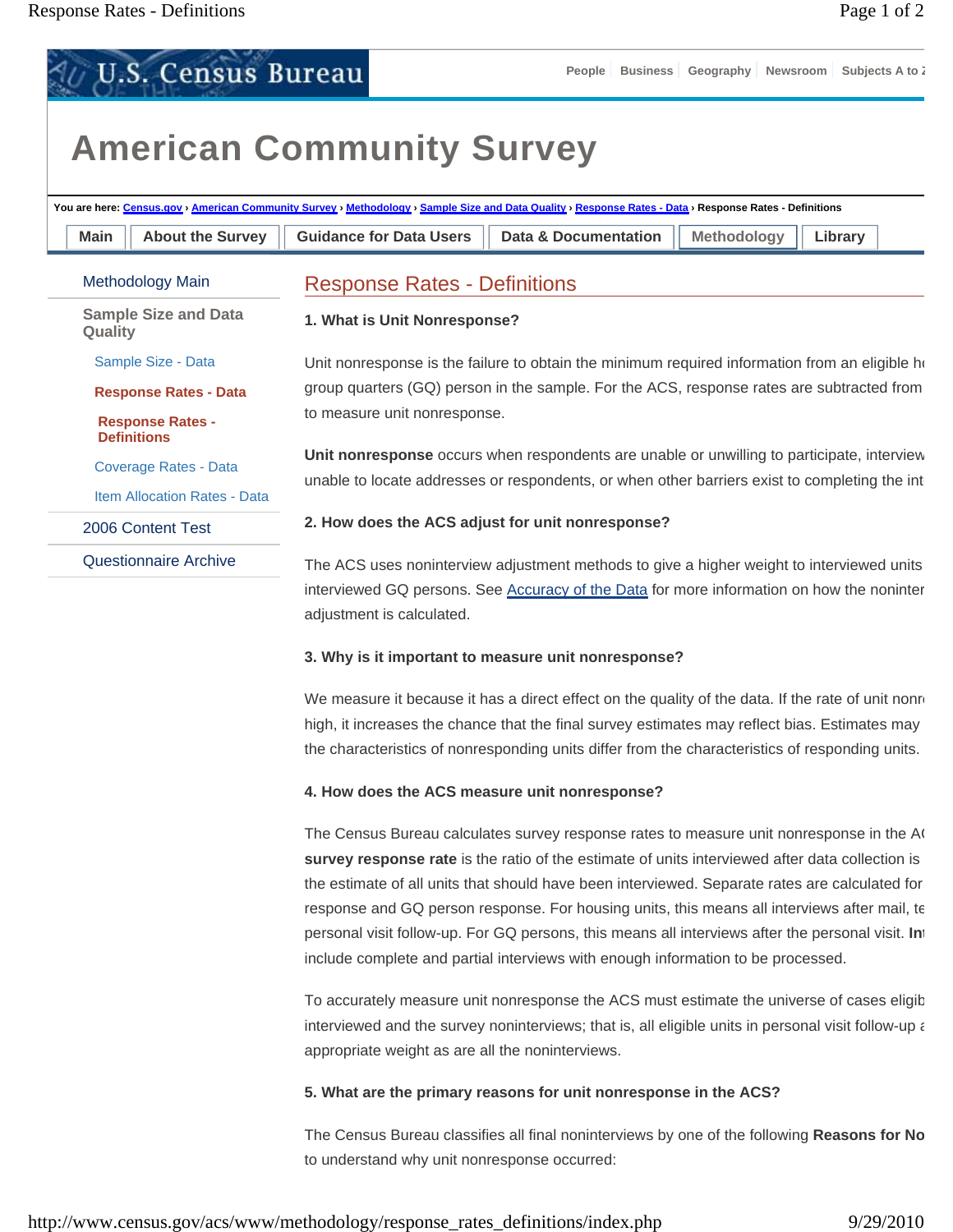U.S. Census Bureau

People | Business | Geography | Newsroom | Subjects A to Z

# American Community Survey

You are here: Census.gov › American Community Survey › Methodology › Sample Size and Data Quality › Response Rates - Data › Response Rates - Definitions

Main | About the Survey | Guidance for Data Users | Data & Documentation | Methodology | Library

- Methodology Main
- Sample Size and Data Quality
  - Sample Size - Data
  - Response Rates - Data
    - Response Rates - Definitions
  - Coverage Rates - Data
  - Item Allocation Rates - Data
- 2006 Content Test
- Questionnaire Archive

## Response Rates - Definitions

**1. What is Unit Nonresponse?**

Unit nonresponse is the failure to obtain the minimum required information from an eligible h group quarters (GQ) person in the sample. For the ACS, response rates are subtracted from to measure unit nonresponse.

**Unit nonresponse** occurs when respondents are unable or unwilling to participate, interview unable to locate addresses or respondents, or when other barriers exist to completing the int

**2. How does the ACS adjust for unit nonresponse?**

The ACS uses noninterview adjustment methods to give a higher weight to interviewed units interviewed GQ persons. See Accuracy of the Data for more information on how the noninter adjustment is calculated.

**3. Why is it important to measure unit nonresponse?**

We measure it because it has a direct effect on the quality of the data. If the rate of unit nonr high, it increases the chance that the final survey estimates may reflect bias. Estimates may the characteristics of nonresponding units differ from the characteristics of responding units.

**4. How does the ACS measure unit nonresponse?**

The Census Bureau calculates survey response rates to measure unit nonresponse in the A **survey response rate** is the ratio of the estimate of units interviewed after data collection is the estimate of all units that should have been interviewed. Separate rates are calculated for response and GQ person response. For housing units, this means all interviews after mail, te personal visit follow-up. For GQ persons, this means all interviews after the personal visit. **In** include complete and partial interviews with enough information to be processed.

To accurately measure unit nonresponse the ACS must estimate the universe of cases eligib interviewed and the survey noninterviews; that is, all eligible units in personal visit follow-up a appropriate weight as are all the noninterviews.

**5. What are the primary reasons for unit nonresponse in the ACS?**

The Census Bureau classifies all final noninterviews by one of the following **Reasons for No** to understand why unit nonresponse occurred: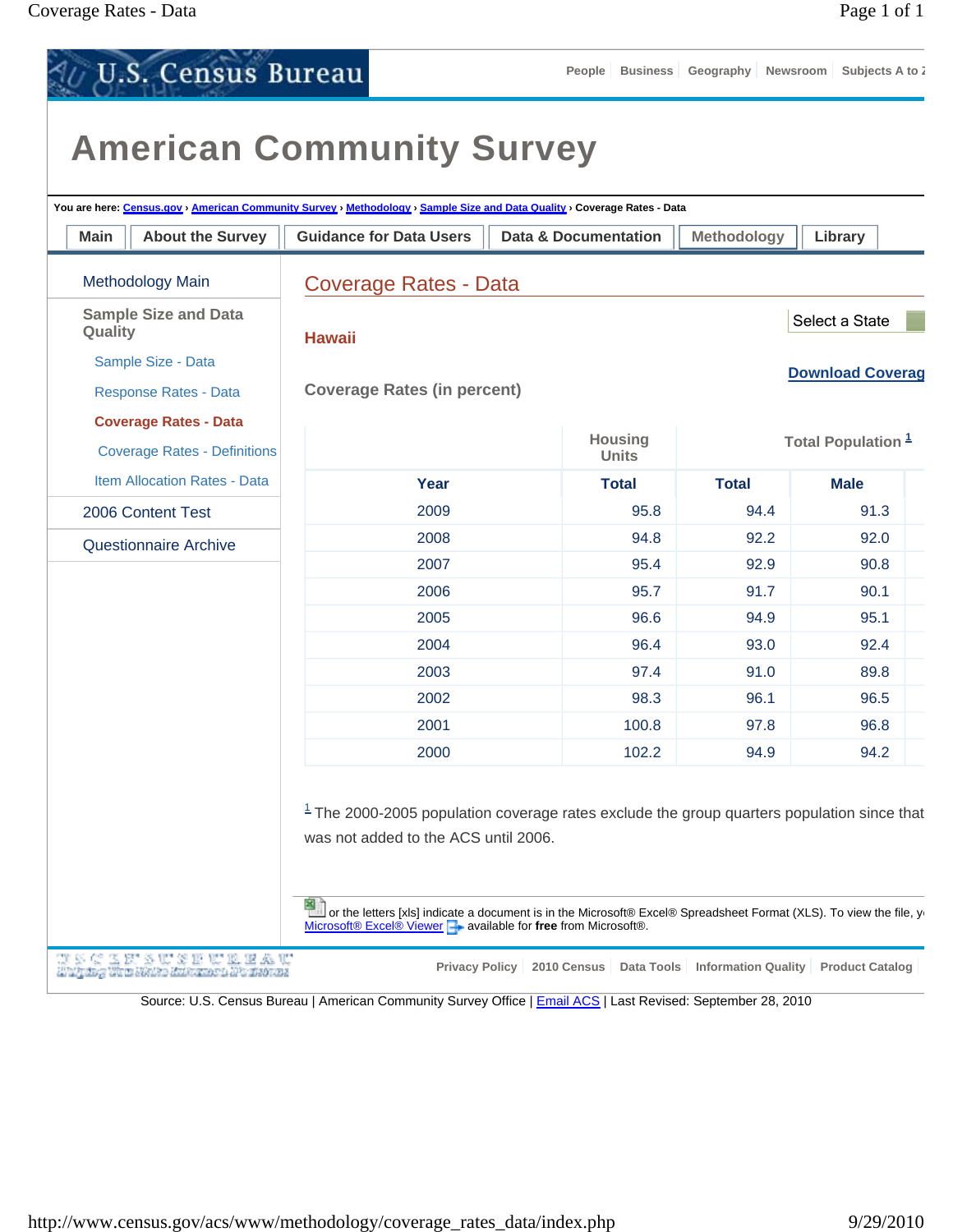U.S. Census Bureau

People | Business | Geography | Newsroom | Subjects A to Z

# American Community Survey

You are here: Census.gov › American Community Survey › Methodology › Sample Size and Data Quality › Coverage Rates - Data

Main | About the Survey | Guidance for Data Users | Data & Documentation | Methodology | Library

- Methodology Main
- Sample Size and Data Quality
  - Sample Size - Data
  - Response Rates - Data
  - **Coverage Rates - Data**
  - Coverage Rates - Definitions
  - Item Allocation Rates - Data
- 2006 Content Test
- Questionnaire Archive

## Coverage Rates - Data

Select a State

### Hawaii

Download Coverag

### Coverage Rates (in percent)

| | Housing Units | Total Population [1] | |
|---|---|---|---|
| Year | Total | Total | Male |
| 2009 | 95.8 | 94.4 | 91.3 |
| 2008 | 94.8 | 92.2 | 92.0 |
| 2007 | 95.4 | 92.9 | 90.8 |
| 2006 | 95.7 | 91.7 | 90.1 |
| 2005 | 96.6 | 94.9 | 95.1 |
| 2004 | 96.4 | 93.0 | 92.4 |
| 2003 | 97.4 | 91.0 | 89.8 |
| 2002 | 98.3 | 96.1 | 96.5 |
| 2001 | 100.8 | 97.8 | 96.8 |
| 2000 | 102.2 | 94.9 | 94.2 |

[1] The 2000-2005 population coverage rates exclude the group quarters population since that was not added to the ACS until 2006.

or the letters [xls] indicate a document is in the Microsoft® Excel® Spreadsheet Format (XLS). To view the file, y Microsoft® Excel® Viewer available for **free** from Microsoft®.

Privacy Policy | 2010 Census | Data Tools | Information Quality | Product Catalog

Source: U.S. Census Bureau | American Community Survey Office | Email ACS | Last Revised: September 28, 2010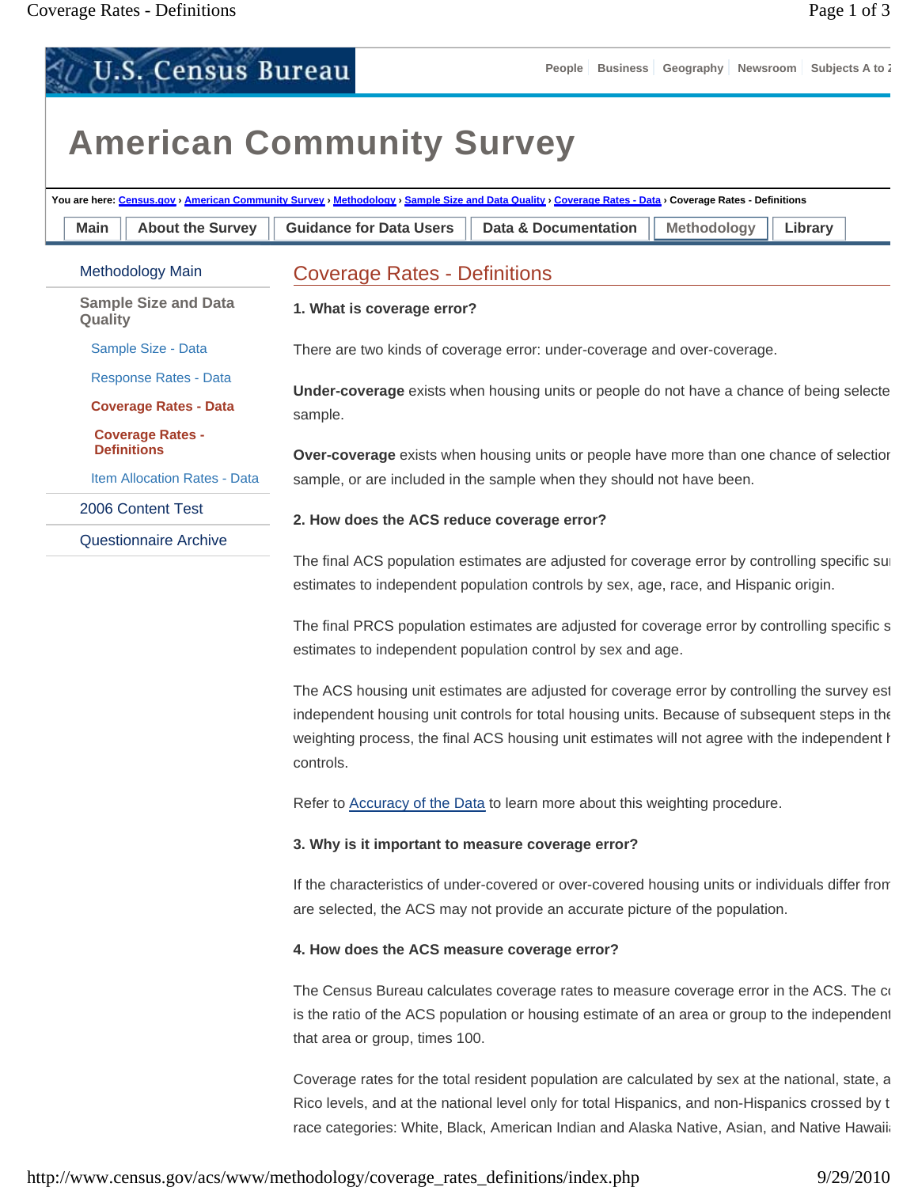U.S. Census Bureau

People | Business | Geography | Newsroom | Subjects A to Z

# American Community Survey

You are here: Census.gov › American Community Survey › Methodology › Sample Size and Data Quality › Coverage Rates - Data › Coverage Rates - Definitions

Main | About the Survey | Guidance for Data Users | Data & Documentation | Methodology | Library

- Methodology Main
- Sample Size and Data Quality
  - Sample Size - Data
  - Response Rates - Data
  - Coverage Rates - Data
    - Coverage Rates - Definitions
  - Item Allocation Rates - Data
- 2006 Content Test
- Questionnaire Archive

## Coverage Rates - Definitions

**1. What is coverage error?**

There are two kinds of coverage error: under-coverage and over-coverage.

**Under-coverage** exists when housing units or people do not have a chance of being selecte sample.

**Over-coverage** exists when housing units or people have more than one chance of selectior sample, or are included in the sample when they should not have been.

**2. How does the ACS reduce coverage error?**

The final ACS population estimates are adjusted for coverage error by controlling specific su estimates to independent population controls by sex, age, race, and Hispanic origin.

The final PRCS population estimates are adjusted for coverage error by controlling specific s estimates to independent population control by sex and age.

The ACS housing unit estimates are adjusted for coverage error by controlling the survey est independent housing unit controls for total housing units. Because of subsequent steps in the weighting process, the final ACS housing unit estimates will not agree with the independent h controls.

Refer to Accuracy of the Data to learn more about this weighting procedure.

**3. Why is it important to measure coverage error?**

If the characteristics of under-covered or over-covered housing units or individuals differ from are selected, the ACS may not provide an accurate picture of the population.

**4. How does the ACS measure coverage error?**

The Census Bureau calculates coverage rates to measure coverage error in the ACS. The c is the ratio of the ACS population or housing estimate of an area or group to the independent that area or group, times 100.

Coverage rates for the total resident population are calculated by sex at the national, state, a Rico levels, and at the national level only for total Hispanics, and non-Hispanics crossed by t race categories: White, Black, American Indian and Alaska Native, Asian, and Native Hawaii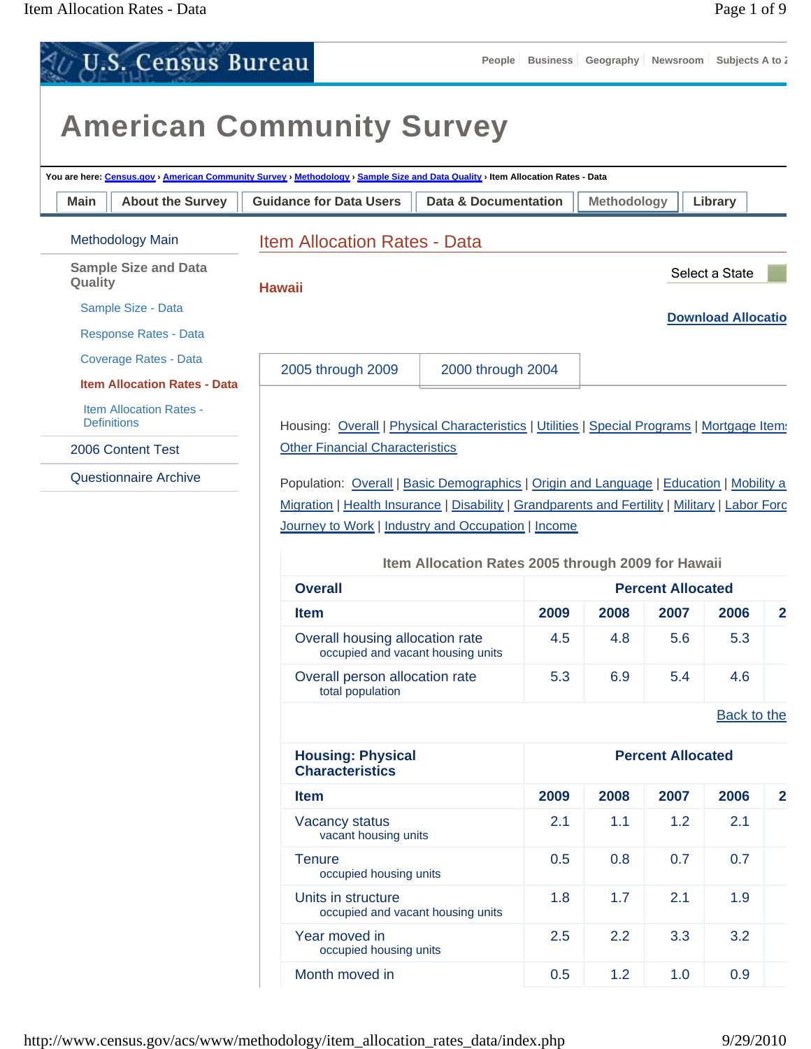U.S. Census Bureau

People | Business | Geography | Newsroom | Subjects A to Z

# American Community Survey

You are here: Census.gov › American Community Survey › Methodology › Sample Size and Data Quality › Item Allocation Rates - Data

Main | About the Survey | Guidance for Data Users | Data & Documentation | Methodology | Library

- Methodology Main
- Sample Size and Data Quality
  - Sample Size - Data
  - Response Rates - Data
  - Coverage Rates - Data
  - **Item Allocation Rates - Data**
  - Item Allocation Rates - Definitions
- 2006 Content Test
- Questionnaire Archive

## Item Allocation Rates - Data

Select a State

### Hawaii

Download Allocatio

2005 through 2009 | 2000 through 2004

Housing: Overall | Physical Characteristics | Utilities | Special Programs | Mortgage Items | Other Financial Characteristics

Population: Overall | Basic Demographics | Origin and Language | Education | Mobility a Migration | Health Insurance | Disability | Grandparents and Fertility | Military | Labor Forc Journey to Work | Industry and Occupation | Income

**Item Allocation Rates 2005 through 2009 for Hawaii**

| Overall | Percent Allocated | | | | |
|---|---|---|---|---|---|
| **Item** | **2009** | **2008** | **2007** | **2006** | **2** |
| Overall housing allocation rate<br>occupied and vacant housing units | 4.5 | 4.8 | 5.6 | 5.3 | |
| Overall person allocation rate<br>total population | 5.3 | 6.9 | 5.4 | 4.6 | |

Back to the

| Housing: Physical Characteristics | Percent Allocated | | | | |
|---|---|---|---|---|---|
| **Item** | **2009** | **2008** | **2007** | **2006** | **2** |
| Vacancy status<br>vacant housing units | 2.1 | 1.1 | 1.2 | 2.1 | |
| Tenure<br>occupied housing units | 0.5 | 0.8 | 0.7 | 0.7 | |
| Units in structure<br>occupied and vacant housing units | 1.8 | 1.7 | 2.1 | 1.9 | |
| Year moved in<br>occupied housing units | 2.5 | 2.2 | 3.3 | 3.2 | |
| Month moved in | 0.5 | 1.2 | 1.0 | 0.9 | |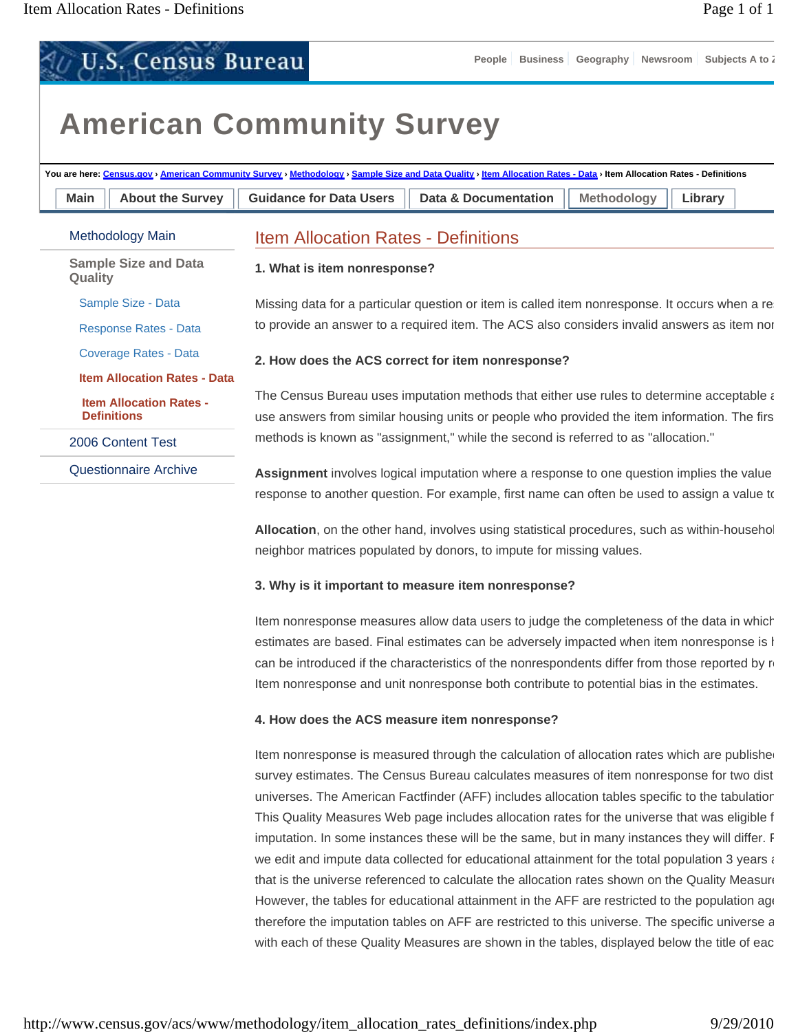U.S. Census Bureau

People | Business | Geography | Newsroom | Subjects A to Z

# American Community Survey

You are here: Census.gov › American Community Survey › Methodology › Sample Size and Data Quality › Item Allocation Rates - Data › Item Allocation Rates - Definitions

Main | About the Survey | Guidance for Data Users | Data & Documentation | Methodology | Library

- Methodology Main
- Sample Size and Data Quality
  - Sample Size - Data
  - Response Rates - Data
  - Coverage Rates - Data
  - **Item Allocation Rates - Data**
    - **Item Allocation Rates - Definitions**
- 2006 Content Test
- Questionnaire Archive

## Item Allocation Rates - Definitions

### 1. What is item nonresponse?

Missing data for a particular question or item is called item nonresponse. It occurs when a re
to provide an answer to a required item. The ACS also considers invalid answers as item nor

### 2. How does the ACS correct for item nonresponse?

The Census Bureau uses imputation methods that either use rules to determine acceptable a
use answers from similar housing units or people who provided the item information. The firs
methods is known as "assignment," while the second is referred to as "allocation."

**Assignment** involves logical imputation where a response to one question implies the value
response to another question. For example, first name can often be used to assign a value to

**Allocation**, on the other hand, involves using statistical procedures, such as within-househol
neighbor matrices populated by donors, to impute for missing values.

### 3. Why is it important to measure item nonresponse?

Item nonresponse measures allow data users to judge the completeness of the data in which
estimates are based. Final estimates can be adversely impacted when item nonresponse is h
can be introduced if the characteristics of the nonrespondents differ from those reported by r
Item nonresponse and unit nonresponse both contribute to potential bias in the estimates.

### 4. How does the ACS measure item nonresponse?

Item nonresponse is measured through the calculation of allocation rates which are publishe
survey estimates. The Census Bureau calculates measures of item nonresponse for two dist
universes. The American Factfinder (AFF) includes allocation tables specific to the tabulation
This Quality Measures Web page includes allocation rates for the universe that was eligible f
imputation. In some instances these will be the same, but in many instances they will differ. F
we edit and impute data collected for educational attainment for the total population 3 years a
that is the universe referenced to calculate the allocation rates shown on the Quality Measure
However, the tables for educational attainment in the AFF are restricted to the population age
therefore the imputation tables on AFF are restricted to this universe. The specific universe a
with each of these Quality Measures are shown in the tables, displayed below the title of eac